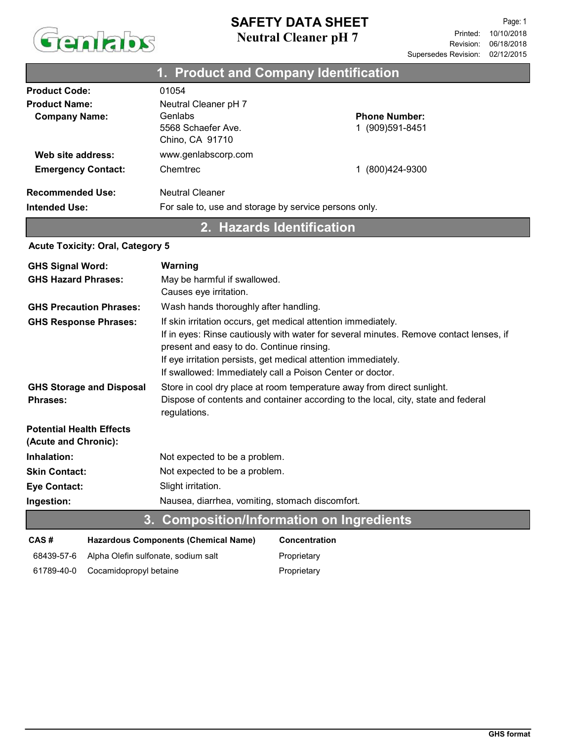# SAFETY DATA SHEET

**Neutral Cleaner pH 7**

Printed: 10/10/2018
Revision: 06/18/2018
Supersedes Revision: 02/12/2015

## 1. Product and Company Identification

**Product Code:** 01054

**Product Name:** Neutral Cleaner pH 7

**Company Name:** Genlabs
5568 Schaefer Ave.
Chino, CA 91710

**Phone Number:** 1 (909)591-8451

**Web site address:** www.genlabscorp.com

**Emergency Contact:** Chemtrec 1 (800)424-9300

**Recommended Use:** Neutral Cleaner

**Intended Use:** For sale to, use and storage by service persons only.

## 2. Hazards Identification

**Acute Toxicity: Oral, Category 5**

**GHS Signal Word:** **Warning**

**GHS Hazard Phrases:** May be harmful if swallowed.
Causes eye irritation.

**GHS Precaution Phrases:** Wash hands thoroughly after handling.

**GHS Response Phrases:** If skin irritation occurs, get medical attention immediately.
If in eyes: Rinse cautiously with water for several minutes. Remove contact lenses, if present and easy to do. Continue rinsing.
If eye irritation persists, get medical attention immediately.
If swallowed: Immediately call a Poison Center or doctor.

**GHS Storage and Disposal Phrases:** Store in cool dry place at room temperature away from direct sunlight.
Dispose of contents and container according to the local, city, state and federal regulations.

**Potential Health Effects (Acute and Chronic):**

**Inhalation:** Not expected to be a problem.

**Skin Contact:** Not expected to be a problem.

**Eye Contact:** Slight irritation.

**Ingestion:** Nausea, diarrhea, vomiting, stomach discomfort.

## 3. Composition/Information on Ingredients

| CAS # | Hazardous Components (Chemical Name) | Concentration |
|---|---|---|
| 68439-57-6 | Alpha Olefin sulfonate, sodium salt | Proprietary |
| 61789-40-0 | Cocamidopropyl betaine | Proprietary |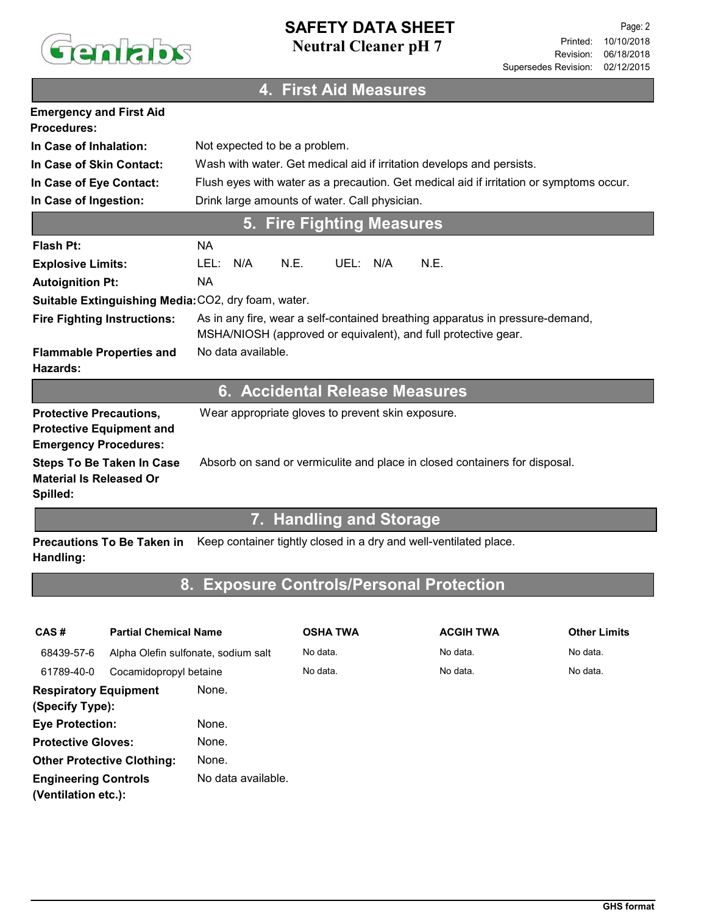## 4. First Aid Measures

**Emergency and First Aid Procedures:**

| | |
|---|---|
| **In Case of Inhalation:** | Not expected to be a problem. |
| **In Case of Skin Contact:** | Wash with water. Get medical aid if irritation develops and persists. |
| **In Case of Eye Contact:** | Flush eyes with water as a precaution. Get medical aid if irritation or symptoms occur. |
| **In Case of Ingestion:** | Drink large amounts of water. Call physician. |

## 5. Fire Fighting Measures

| | |
|---|---|
| **Flash Pt:** | NA |
| **Explosive Limits:** | LEL: N/A N.E. UEL: N/A N.E. |
| **Autoignition Pt:** | NA |
| **Suitable Extinguishing Media:** | $CO_2$, dry foam, water. |
| **Fire Fighting Instructions:** | As in any fire, wear a self-contained breathing apparatus in pressure-demand, MSHA/NIOSH (approved or equivalent), and full protective gear. |
| **Flammable Properties and Hazards:** | No data available. |

## 6. Accidental Release Measures

| | |
|---|---|
| **Protective Precautions, Protective Equipment and Emergency Procedures:** | Wear appropriate gloves to prevent skin exposure. |
| **Steps To Be Taken In Case Material Is Released Or Spilled:** | Absorb on sand or vermiculite and place in closed containers for disposal. |

## 7. Handling and Storage

| | |
|---|---|
| **Precautions To Be Taken in Handling:** | Keep container tightly closed in a dry and well-ventilated place. |

## 8. Exposure Controls/Personal Protection

| CAS # | Partial Chemical Name | OSHA TWA | ACGIH TWA | Other Limits |
|---|---|---|---|---|
| 68439-57-6 | Alpha Olefin sulfonate, sodium salt | No data. | No data. | No data. |
| 61789-40-0 | Cocamidopropyl betaine | No data. | No data. | No data. |

| | |
|---|---|
| **Respiratory Equipment (Specify Type):** | None. |
| **Eye Protection:** | None. |
| **Protective Gloves:** | None. |
| **Other Protective Clothing:** | None. |
| **Engineering Controls (Ventilation etc.):** | No data available. |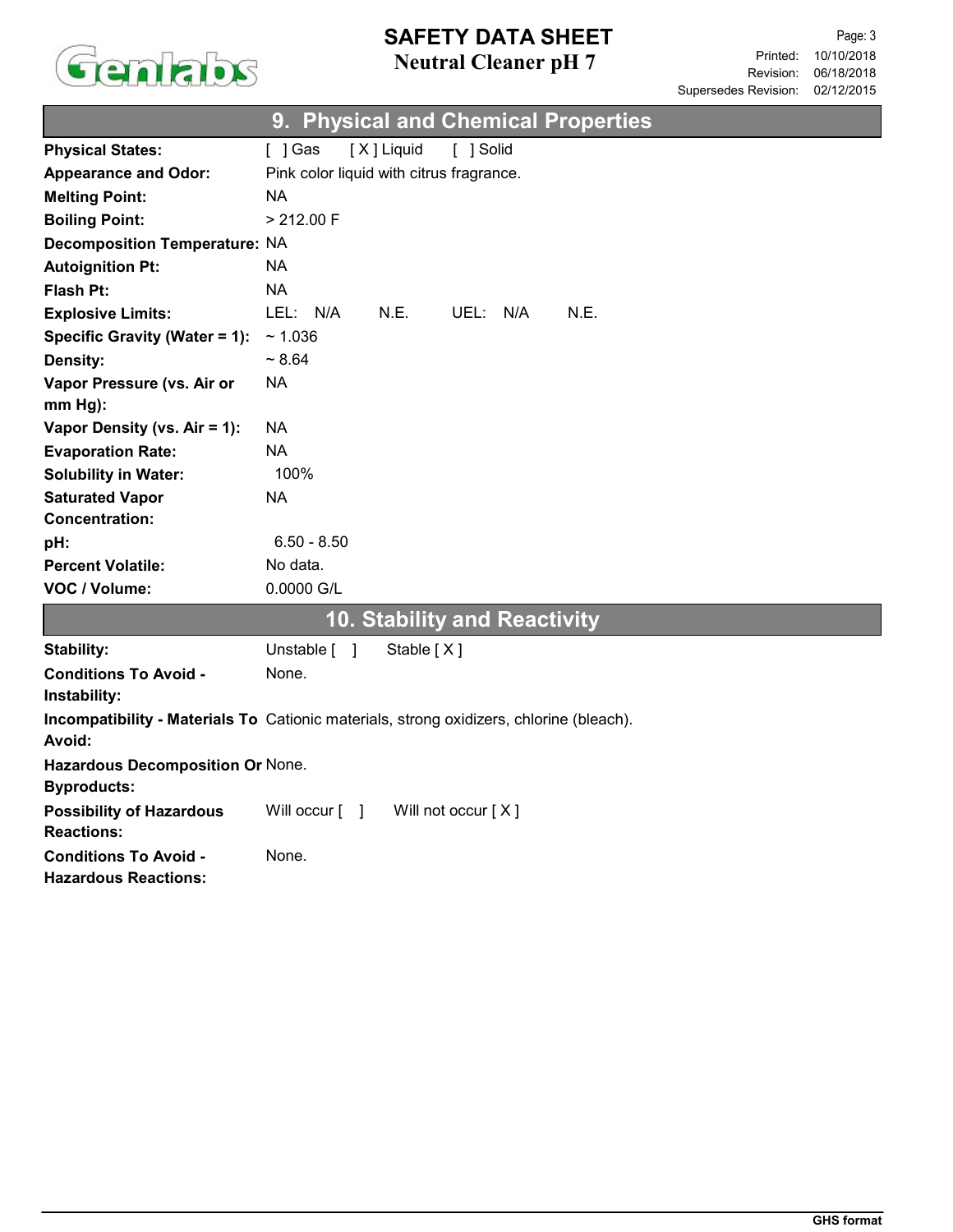## 9. Physical and Chemical Properties

| | |
|---|---|
| **Physical States:** | [ ] Gas [ X ] Liquid [ ] Solid |
| **Appearance and Odor:** | Pink color liquid with citrus fragrance. |
| **Melting Point:** | NA |
| **Boiling Point:** | > 212.00 F |
| **Decomposition Temperature:** | NA |
| **Autoignition Pt:** | NA |
| **Flash Pt:** | NA |
| **Explosive Limits:** | LEL: N/A N.E. UEL: N/A N.E. |
| **Specific Gravity (Water = 1):** | ~ 1.036 |
| **Density:** | ~ 8.64 |
| **Vapor Pressure (vs. Air or mm Hg):** | NA |
| **Vapor Density (vs. Air = 1):** | NA |
| **Evaporation Rate:** | NA |
| **Solubility in Water:** | 100% |
| **Saturated Vapor Concentration:** | NA |
| **pH:** | 6.50 - 8.50 |
| **Percent Volatile:** | No data. |
| **VOC / Volume:** | 0.0000 G/L |

## 10. Stability and Reactivity

| | |
|---|---|
| **Stability:** | Unstable [ ] Stable [ X ] |
| **Conditions To Avoid - Instability:** | None. |
| **Incompatibility - Materials To Avoid:** | Cationic materials, strong oxidizers, chlorine (bleach). |
| **Hazardous Decomposition Or Byproducts:** | None. |
| **Possibility of Hazardous Reactions:** | Will occur [ ] Will not occur [ X ] |
| **Conditions To Avoid - Hazardous Reactions:** | None. |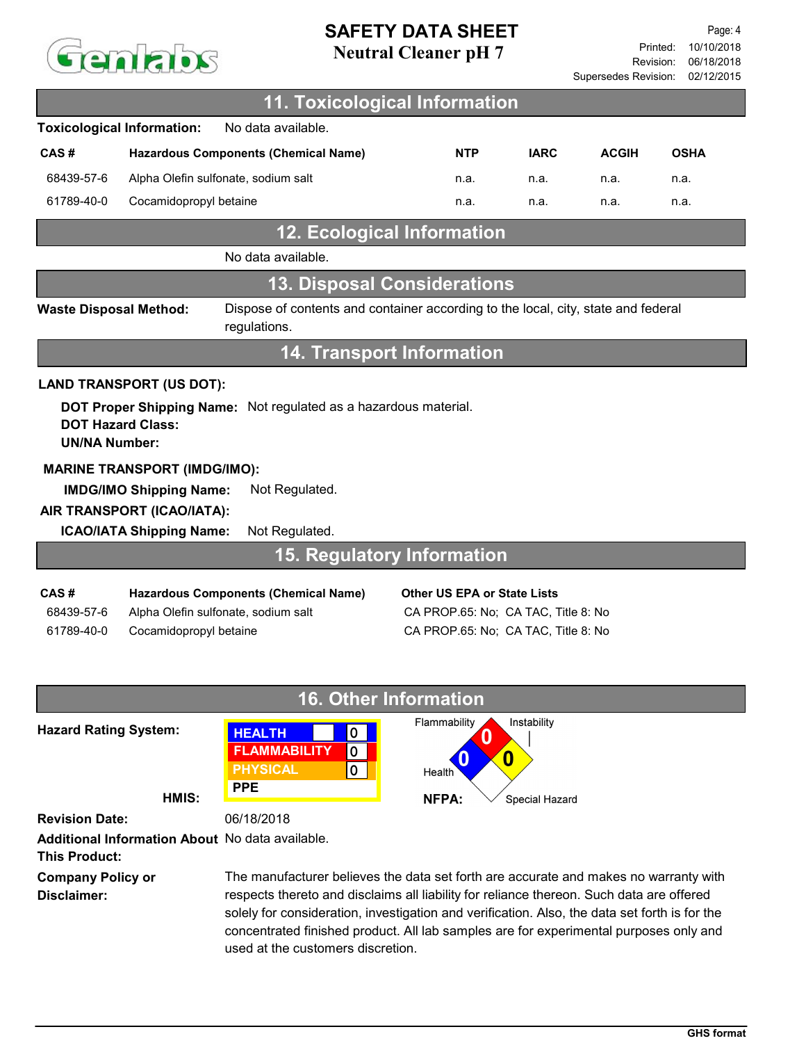## 11. Toxicological Information

**Toxicological Information:** No data available.

| CAS # | Hazardous Components (Chemical Name) | NTP | IARC | ACGIH | OSHA |
|---|---|---|---|---|---|
| 68439-57-6 | Alpha Olefin sulfonate, sodium salt | n.a. | n.a. | n.a. | n.a. |
| 61789-40-0 | Cocamidopropyl betaine | n.a. | n.a. | n.a. | n.a. |

## 12. Ecological Information

No data available.

## 13. Disposal Considerations

**Waste Disposal Method:** Dispose of contents and container according to the local, city, state and federal regulations.

## 14. Transport Information

**LAND TRANSPORT (US DOT):**

**DOT Proper Shipping Name:** Not regulated as a hazardous material.
**DOT Hazard Class:**
**UN/NA Number:**

**MARINE TRANSPORT (IMDG/IMO):**

**IMDG/IMO Shipping Name:** Not Regulated.

**AIR TRANSPORT (ICAO/IATA):**

**ICAO/IATA Shipping Name:** Not Regulated.

## 15. Regulatory Information

| CAS # | Hazardous Components (Chemical Name) | Other US EPA or State Lists |
|---|---|---|
| 68439-57-6 | Alpha Olefin sulfonate, sodium salt | CA PROP.65: No; CA TAC, Title 8: No |
| 61789-40-0 | Cocamidopropyl betaine | CA PROP.65: No; CA TAC, Title 8: No |

## 16. Other Information

**Hazard Rating System:**

**HMIS:**

| | |
|---|---|
| HEALTH | 0 |
| FLAMMABILITY | 0 |
| PHYSICAL | 0 |
| PPE | |

**NFPA:** Flammability 0, Health 0, Instability 0, Special Hazard

**Revision Date:** 06/18/2018

**Additional Information About This Product:** No data available.

**Company Policy or Disclaimer:** The manufacturer believes the data set forth are accurate and makes no warranty with respects thereto and disclaims all liability for reliance thereon. Such data are offered solely for consideration, investigation and verification. Also, the data set forth is for the concentrated finished product. All lab samples are for experimental purposes only and used at the customers discretion.